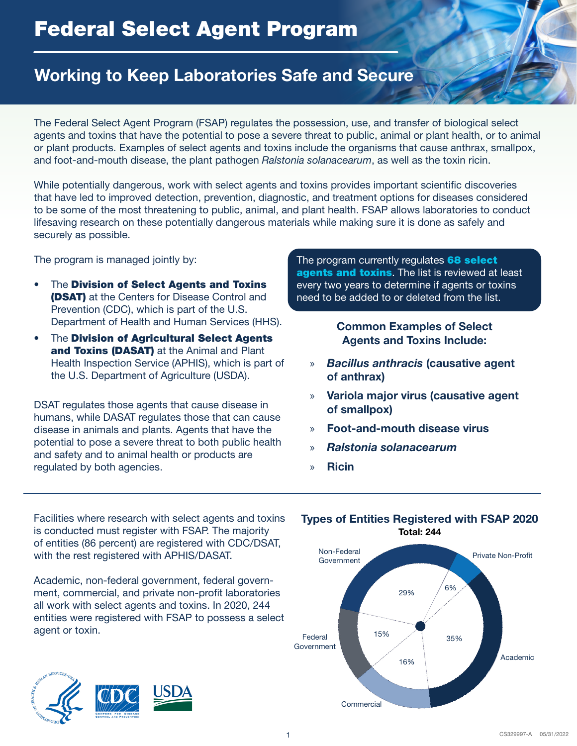# Federal Select Agent Program

## Working to Keep Laboratories Safe and Secure

The Federal Select Agent Program (FSAP) regulates the possession, use, and transfer of biological select agents and toxins that have the potential to pose a severe threat to public, animal or plant health, or to animal or plant products. Examples of select agents and toxins include the organisms that cause anthrax, smallpox, and foot-and-mouth disease, the plant pathogen *Ralstonia solanacearum*, as well as the toxin ricin.

While potentially dangerous, work with select agents and toxins provides important scientific discoveries that have led to improved detection, prevention, diagnostic, and treatment options for diseases considered to be some of the most threatening to public, animal, and plant health. FSAP allows laboratories to conduct lifesaving research on these potentially dangerous materials while making sure it is done as safely and securely as possible.

The program is managed jointly by:

- The **Division of Select Agents and Toxins (DSAT)** at the Centers for Disease Control and Prevention (CDC), which is part of the U.S. Department of Health and Human Services (HHS).
- The **Division of Agricultural Select Agents and Toxins (DASAT)** at the Animal and Plant Health Inspection Service (APHIS), which is part of the U.S. Department of Agriculture (USDA).

DSAT regulates those agents that cause disease in humans, while DASAT regulates those that can cause disease in animals and plants. Agents that have the potential to pose a severe threat to both public health and safety and to animal health or products are regulated by both agencies.

The program currently regulates **68 select agents and toxins**. The list is reviewed at least every two years to determine if agents or toxins need to be added to or deleted from the list.

### Common Examples of Select Agents and Toxins Include:

- ***Bacillus anthracis*** **(causative agent of anthrax)**
- **Variola major virus (causative agent of smallpox)**
- **Foot-and-mouth disease virus**
- ***Ralstonia solanacearum***
- **Ricin**

---

Facilities where research with select agents and toxins is conducted must register with FSAP. The majority of entities (86 percent) are registered with CDC/DSAT, with the rest registered with APHIS/DASAT.

Academic, non-federal government, federal government, commercial, and private non-profit laboratories all work with select agents and toxins. In 2020, 244 entities were registered with FSAP to possess a select agent or toxin.

### Types of Entities Registered with FSAP 2020

**Total: 244**

| Entity Type | Percent |
|---|---|
| Academic | 35% |
| Non-Federal Government | 29% |
| Commercial | 16% |
| Federal Government | 15% |
| Private Non-Profit | 6% |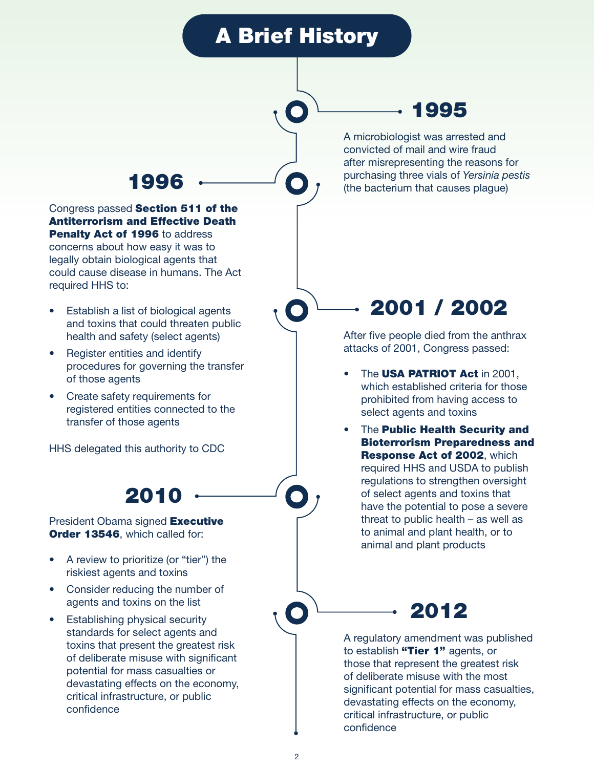# A Brief History

## 1995

A microbiologist was arrested and convicted of mail and wire fraud after misrepresenting the reasons for purchasing three vials of *Yersinia pestis* (the bacterium that causes plague)

## 1996

Congress passed **Section 511 of the Antiterrorism and Effective Death Penalty Act of 1996** to address concerns about how easy it was to legally obtain biological agents that could cause disease in humans. The Act required HHS to:

- Establish a list of biological agents and toxins that could threaten public health and safety (select agents)
- Register entities and identify procedures for governing the transfer of those agents
- Create safety requirements for registered entities connected to the transfer of those agents

HHS delegated this authority to CDC

## 2001 / 2002

After five people died from the anthrax attacks of 2001, Congress passed:

- The **USA PATRIOT Act** in 2001, which established criteria for those prohibited from having access to select agents and toxins
- The **Public Health Security and Bioterrorism Preparedness and Response Act of 2002**, which required HHS and USDA to publish regulations to strengthen oversight of select agents and toxins that have the potential to pose a severe threat to public health – as well as to animal and plant health, or to animal and plant products

## 2010

President Obama signed **Executive Order 13546**, which called for:

- A review to prioritize (or "tier") the riskiest agents and toxins
- Consider reducing the number of agents and toxins on the list
- Establishing physical security standards for select agents and toxins that present the greatest risk of deliberate misuse with significant potential for mass casualties or devastating effects on the economy, critical infrastructure, or public confidence

## 2012

A regulatory amendment was published to establish **"Tier 1"** agents, or those that represent the greatest risk of deliberate misuse with the most significant potential for mass casualties, devastating effects on the economy, critical infrastructure, or public confidence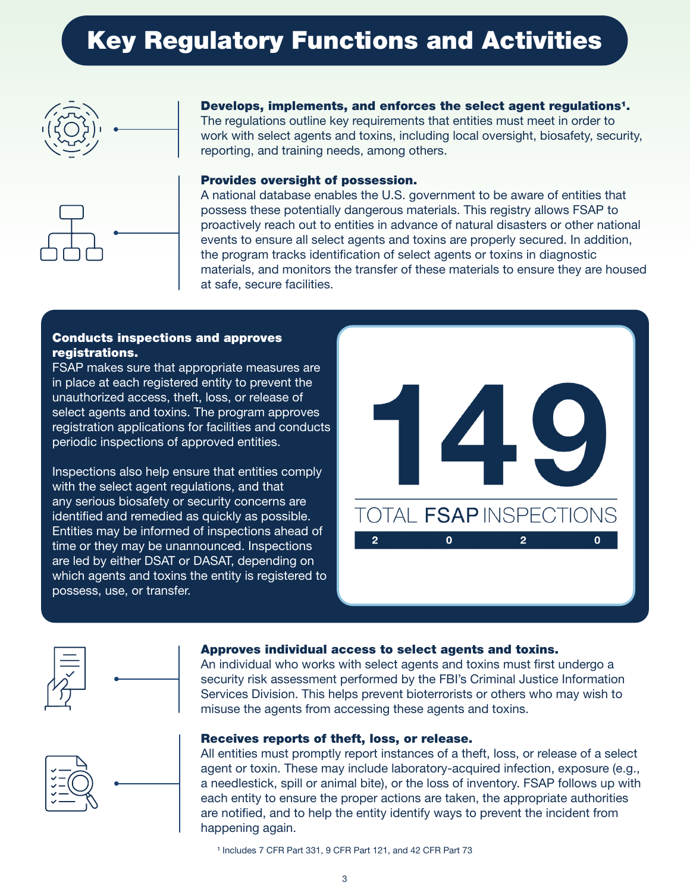# Key Regulatory Functions and Activities

**Develops, implements, and enforces the select agent regulations[1].**
The regulations outline key requirements that entities must meet in order to work with select agents and toxins, including local oversight, biosafety, security, reporting, and training needs, among others.

**Provides oversight of possession.**
A national database enables the U.S. government to be aware of entities that possess these potentially dangerous materials. This registry allows FSAP to proactively reach out to entities in advance of natural disasters or other national events to ensure all select agents and toxins are properly secured. In addition, the program tracks identification of select agents or toxins in diagnostic materials, and monitors the transfer of these materials to ensure they are housed at safe, secure facilities.

**Conducts inspections and approves registrations.**
FSAP makes sure that appropriate measures are in place at each registered entity to prevent the unauthorized access, theft, loss, or release of select agents and toxins. The program approves registration applications for facilities and conducts periodic inspections of approved entities.

Inspections also help ensure that entities comply with the select agent regulations, and that any serious biosafety or security concerns are identified and remedied as quickly as possible. Entities may be informed of inspections ahead of time or they may be unannounced. Inspections are led by either DSAT or DASAT, depending on which agents and toxins the entity is registered to possess, use, or transfer.

**149**
TOTAL **FSAP** INSPECTIONS
2020

**Approves individual access to select agents and toxins.**
An individual who works with select agents and toxins must first undergo a security risk assessment performed by the FBI's Criminal Justice Information Services Division. This helps prevent bioterrorists or others who may wish to misuse the agents from accessing these agents and toxins.

**Receives reports of theft, loss, or release.**
All entities must promptly report instances of a theft, loss, or release of a select agent or toxin. These may include laboratory-acquired infection, exposure (e.g., a needlestick, spill or animal bite), or the loss of inventory. FSAP follows up with each entity to ensure the proper actions are taken, the appropriate authorities are notified, and to help the entity identify ways to prevent the incident from happening again.

[1] Includes 7 CFR Part 331, 9 CFR Part 121, and 42 CFR Part 73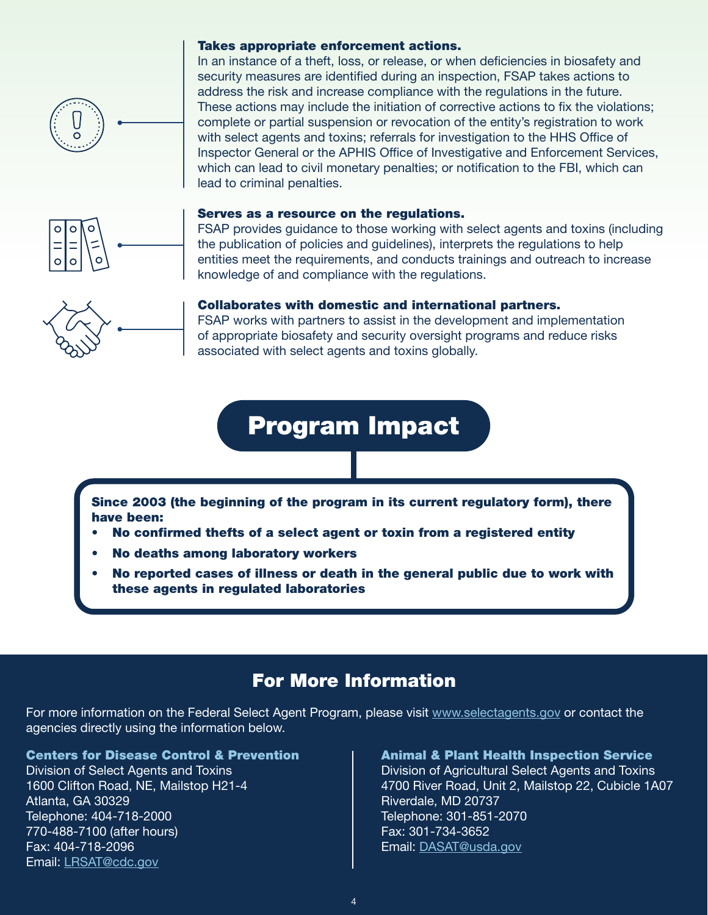**Takes appropriate enforcement actions.**
In an instance of a theft, loss, or release, or when deficiencies in biosafety and security measures are identified during an inspection, FSAP takes actions to address the risk and increase compliance with the regulations in the future. These actions may include the initiation of corrective actions to fix the violations; complete or partial suspension or revocation of the entity's registration to work with select agents and toxins; referrals for investigation to the HHS Office of Inspector General or the APHIS Office of Investigative and Enforcement Services, which can lead to civil monetary penalties; or notification to the FBI, which can lead to criminal penalties.

**Serves as a resource on the regulations.**
FSAP provides guidance to those working with select agents and toxins (including the publication of policies and guidelines), interprets the regulations to help entities meet the requirements, and conducts trainings and outreach to increase knowledge of and compliance with the regulations.

**Collaborates with domestic and international partners.**
FSAP works with partners to assist in the development and implementation of appropriate biosafety and security oversight programs and reduce risks associated with select agents and toxins globally.

## Program Impact

**Since 2003 (the beginning of the program in its current regulatory form), there have been:**

- **No confirmed thefts of a select agent or toxin from a registered entity**
- **No deaths among laboratory workers**
- **No reported cases of illness or death in the general public due to work with these agents in regulated laboratories**

## For More Information

For more information on the Federal Select Agent Program, please visit www.selectagents.gov or contact the agencies directly using the information below.

**Centers for Disease Control & Prevention**
Division of Select Agents and Toxins
1600 Clifton Road, NE, Mailstop H21-4
Atlanta, GA 30329
Telephone: 404-718-2000
770-488-7100 (after hours)
Fax: 404-718-2096
Email: LRSAT@cdc.gov

**Animal & Plant Health Inspection Service**
Division of Agricultural Select Agents and Toxins
4700 River Road, Unit 2, Mailstop 22, Cubicle 1A07
Riverdale, MD 20737
Telephone: 301-851-2070
Fax: 301-734-3652
Email: DASAT@usda.gov